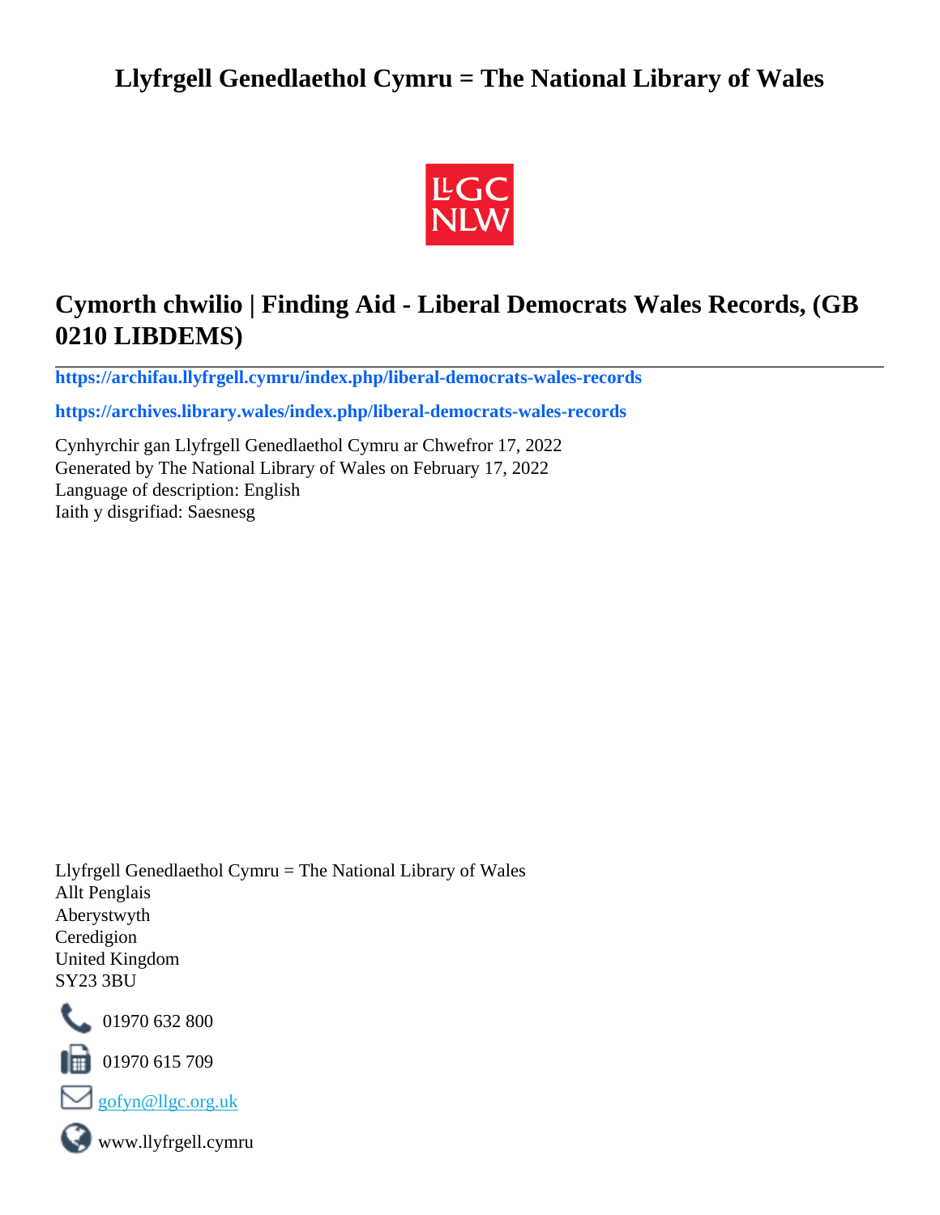# Llyfrgell Genedlaethol Cymru = The National Library of Wales

## Cymorth chwilio | Finding Aid - Liberal Democrats Wales Records, (GB 0210 LIBDEMS)

**https://archifau.llyfrgell.cymru/index.php/liberal-democrats-wales-records**

**https://archives.library.wales/index.php/liberal-democrats-wales-records**

Cynhyrchir gan Llyfrgell Genedlaethol Cymru ar Chwefror 17, 2022
Generated by The National Library of Wales on February 17, 2022
Language of description: English
Iaith y disgrifiad: Saesnesg

Llyfrgell Genedlaethol Cymru = The National Library of Wales
Allt Penglais
Aberystwyth
Ceredigion
United Kingdom
SY23 3BU

01970 632 800

01970 615 709

gofyn@llgc.org.uk

www.llyfrgell.cymru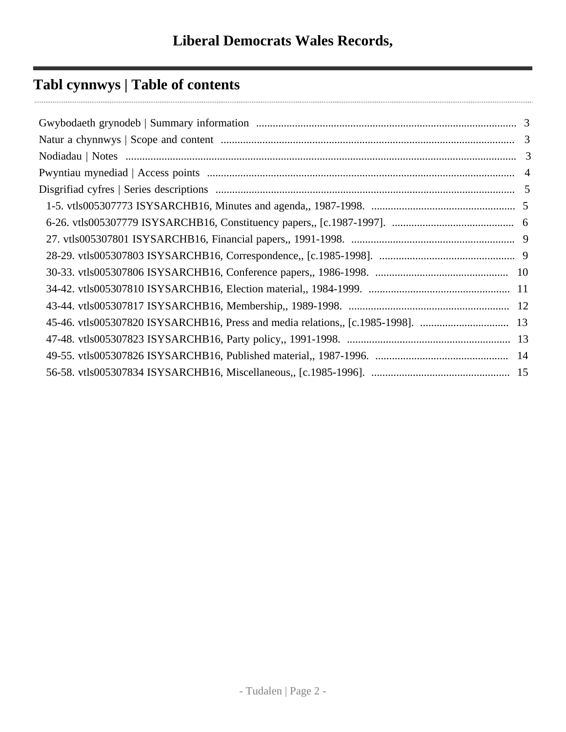# Liberal Democrats Wales Records,

## Tabl cynnwys | Table of contents

- Gwybodaeth grynodeb | Summary information ..... 3
- Natur a chynnwys | Scope and content ..... 3
- Nodiadau | Notes ..... 3
- Pwyntiau mynediad | Access points ..... 4
- Disgrifiad cyfres | Series descriptions ..... 5
  - 1-5. vtls005307773 ISYSARCHB16, Minutes and agenda,, 1987-1998. ..... 5
  - 6-26. vtls005307779 ISYSARCHB16, Constituency papers,, [c.1987-1997]. ..... 6
  - 27. vtls005307801 ISYSARCHB16, Financial papers,, 1991-1998. ..... 9
  - 28-29. vtls005307803 ISYSARCHB16, Correspondence,, [c.1985-1998]. ..... 9
  - 30-33. vtls005307806 ISYSARCHB16, Conference papers,, 1986-1998. ..... 10
  - 34-42. vtls005307810 ISYSARCHB16, Election material,, 1984-1999. ..... 11
  - 43-44. vtls005307817 ISYSARCHB16, Membership,, 1989-1998. ..... 12
  - 45-46. vtls005307820 ISYSARCHB16, Press and media relations,, [c.1985-1998]. ..... 13
  - 47-48. vtls005307823 ISYSARCHB16, Party policy,, 1991-1998. ..... 13
  - 49-55. vtls005307826 ISYSARCHB16, Published material,, 1987-1996. ..... 14
  - 56-58. vtls005307834 ISYSARCHB16, Miscellaneous,, [c.1985-1996]. ..... 15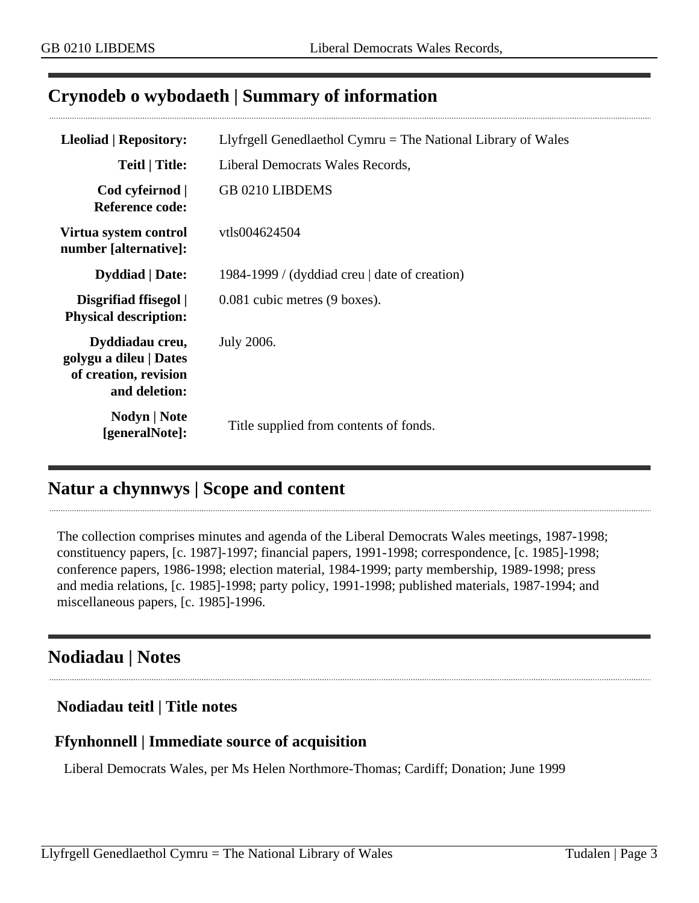## Crynodeb o wybodaeth | Summary of information

| | |
|---|---|
| **Lleoliad \| Repository:** | Llyfrgell Genedlaethol Cymru = The National Library of Wales |
| **Teitl \| Title:** | Liberal Democrats Wales Records, |
| **Cod cyfeirnod \| Reference code:** | GB 0210 LIBDEMS |
| **Virtua system control number [alternative]:** | vtls004624504 |
| **Dyddiad \| Date:** | 1984-1999 / (dyddiad creu \| date of creation) |
| **Disgrifiad ffisegol \| Physical description:** | 0.081 cubic metres (9 boxes). |
| **Dyddiadau creu, golygu a dileu \| Dates of creation, revision and deletion:** | July 2006. |
| **Nodyn \| Note [generalNote]:** | Title supplied from contents of fonds. |

## Natur a chynnwys | Scope and content

The collection comprises minutes and agenda of the Liberal Democrats Wales meetings, 1987-1998; constituency papers, [c. 1987]-1997; financial papers, 1991-1998; correspondence, [c. 1985]-1998; conference papers, 1986-1998; election material, 1984-1999; party membership, 1989-1998; press and media relations, [c. 1985]-1998; party policy, 1991-1998; published materials, 1987-1994; and miscellaneous papers, [c. 1985]-1996.

## Nodiadau | Notes

### Nodiadau teitl | Title notes

### Ffynhonnell | Immediate source of acquisition

Liberal Democrats Wales, per Ms Helen Northmore-Thomas; Cardiff; Donation; June 1999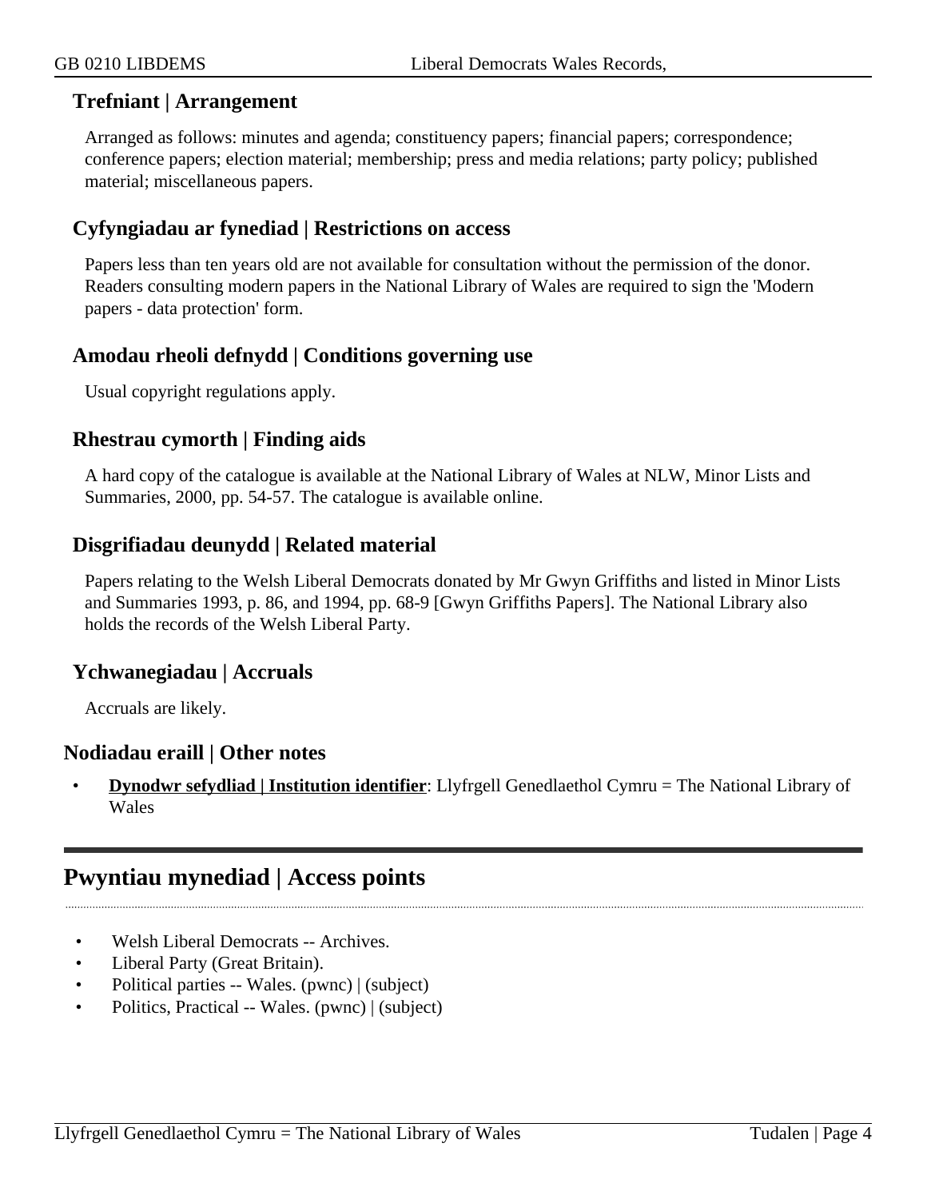### Trefniant | Arrangement

Arranged as follows: minutes and agenda; constituency papers; financial papers; correspondence; conference papers; election material; membership; press and media relations; party policy; published material; miscellaneous papers.

### Cyfyngiadau ar fynediad | Restrictions on access

Papers less than ten years old are not available for consultation without the permission of the donor. Readers consulting modern papers in the National Library of Wales are required to sign the 'Modern papers - data protection' form.

### Amodau rheoli defnydd | Conditions governing use

Usual copyright regulations apply.

### Rhestrau cymorth | Finding aids

A hard copy of the catalogue is available at the National Library of Wales at NLW, Minor Lists and Summaries, 2000, pp. 54-57. The catalogue is available online.

### Disgrifiadau deunydd | Related material

Papers relating to the Welsh Liberal Democrats donated by Mr Gwyn Griffiths and listed in Minor Lists and Summaries 1993, p. 86, and 1994, pp. 68-9 [Gwyn Griffiths Papers]. The National Library also holds the records of the Welsh Liberal Party.

### Ychwanegiadau | Accruals

Accruals are likely.

### Nodiadau eraill | Other notes

- **Dynodwr sefydliad | Institution identifier**: Llyfrgell Genedlaethol Cymru = The National Library of Wales

## Pwyntiau mynediad | Access points

- Welsh Liberal Democrats -- Archives.
- Liberal Party (Great Britain).
- Political parties -- Wales. (pwnc) | (subject)
- Politics, Practical -- Wales. (pwnc) | (subject)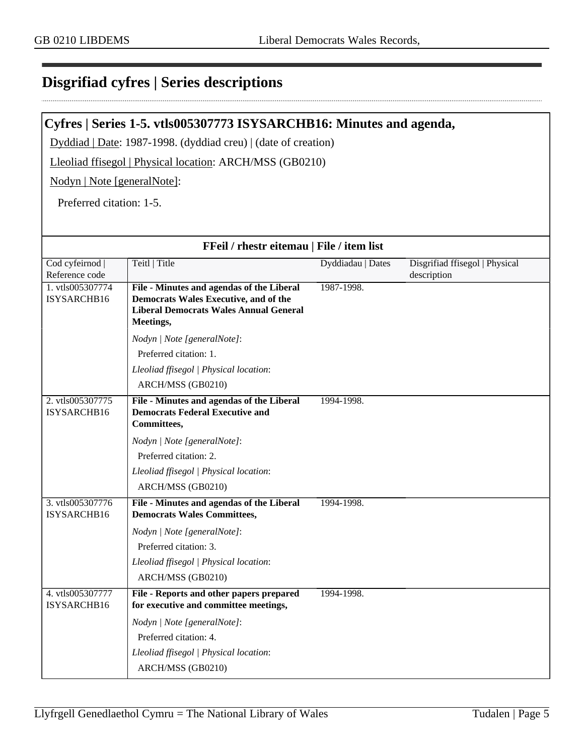# Disgrifiad cyfres | Series descriptions

## Cyfres | Series 1-5. vtls005307773 ISYSARCHB16: Minutes and agenda,

Dyddiad | Date: 1987-1998. (dyddiad creu) | (date of creation)

Lleoliad ffisegol | Physical location: ARCH/MSS (GB0210)

Nodyn | Note [generalNote]:

Preferred citation: 1-5.

**FFeil / rhestr eitemau | File / item list**

| Cod cyfeirnod \| Reference code | Teitl \| Title | Dyddiadau \| Dates | Disgrifiad ffisegol \| Physical description |
|---|---|---|---|
| 1. vtls005307774 ISYSARCHB16 | **File - Minutes and agendas of the Liberal Democrats Wales Executive, and of the Liberal Democrats Wales Annual General Meetings,**<br>*Nodyn \| Note [generalNote]*:<br>Preferred citation: 1.<br>*Lleoliad ffisegol \| Physical location*:<br>ARCH/MSS (GB0210) | 1987-1998. | |
| 2. vtls005307775 ISYSARCHB16 | **File - Minutes and agendas of the Liberal Democrats Federal Executive and Committees,**<br>*Nodyn \| Note [generalNote]*:<br>Preferred citation: 2.<br>*Lleoliad ffisegol \| Physical location*:<br>ARCH/MSS (GB0210) | 1994-1998. | |
| 3. vtls005307776 ISYSARCHB16 | **File - Minutes and agendas of the Liberal Democrats Wales Committees,**<br>*Nodyn \| Note [generalNote]*:<br>Preferred citation: 3.<br>*Lleoliad ffisegol \| Physical location*:<br>ARCH/MSS (GB0210) | 1994-1998. | |
| 4. vtls005307777 ISYSARCHB16 | **File - Reports and other papers prepared for executive and committee meetings,**<br>*Nodyn \| Note [generalNote]*:<br>Preferred citation: 4.<br>*Lleoliad ffisegol \| Physical location*:<br>ARCH/MSS (GB0210) | 1994-1998. | |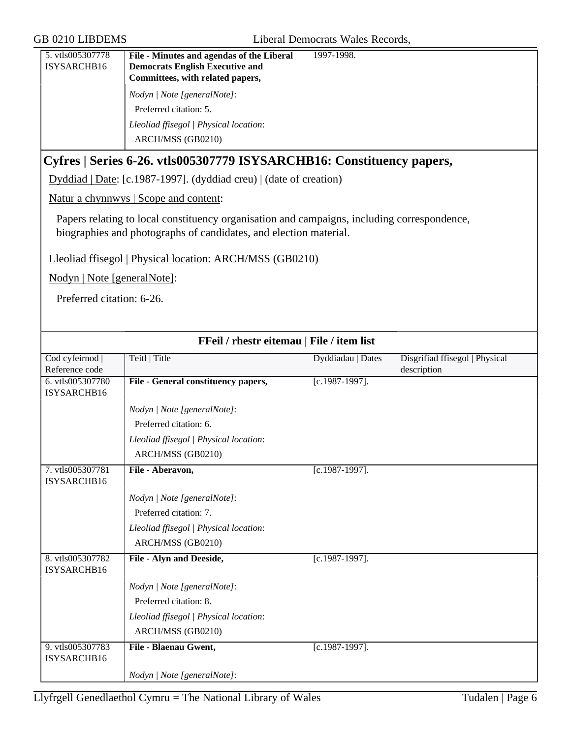| | | | |
|---|---|---|---|
| 5. vtls005307778 ISYSARCHB16 | **File - Minutes and agendas of the Liberal Democrats English Executive and Committees, with related papers,**<br>*Nodyn \| Note [generalNote]*:<br>Preferred citation: 5.<br>*Lleoliad ffisegol \| Physical location*:<br>ARCH/MSS (GB0210) | 1997-1998. | |

## Cyfres | Series 6-26. vtls005307779 ISYSARCHB16: Constituency papers,

Dyddiad | Date: [c.1987-1997]. (dyddiad creu) | (date of creation)

Natur a chynnwys | Scope and content:

Papers relating to local constituency organisation and campaigns, including correspondence, biographies and photographs of candidates, and election material.

Lleoliad ffisegol | Physical location: ARCH/MSS (GB0210)

Nodyn | Note [generalNote]:

Preferred citation: 6-26.

**FFeil / rhestr eitemau | File / item list**

| Cod cyfeirnod \| Reference code | Teitl \| Title | Dyddiadau \| Dates | Disgrifiad ffisegol \| Physical description |
|---|---|---|---|
| 6. vtls005307780 ISYSARCHB16 | **File - General constituency papers,**<br>*Nodyn \| Note [generalNote]*:<br>Preferred citation: 6.<br>*Lleoliad ffisegol \| Physical location*:<br>ARCH/MSS (GB0210) | [c.1987-1997]. | |
| 7. vtls005307781 ISYSARCHB16 | **File - Aberavon,**<br>*Nodyn \| Note [generalNote]*:<br>Preferred citation: 7.<br>*Lleoliad ffisegol \| Physical location*:<br>ARCH/MSS (GB0210) | [c.1987-1997]. | |
| 8. vtls005307782 ISYSARCHB16 | **File - Alyn and Deeside,**<br>*Nodyn \| Note [generalNote]*:<br>Preferred citation: 8.<br>*Lleoliad ffisegol \| Physical location*:<br>ARCH/MSS (GB0210) | [c.1987-1997]. | |
| 9. vtls005307783 ISYSARCHB16 | **File - Blaenau Gwent,**<br>*Nodyn \| Note [generalNote]*: | [c.1987-1997]. | |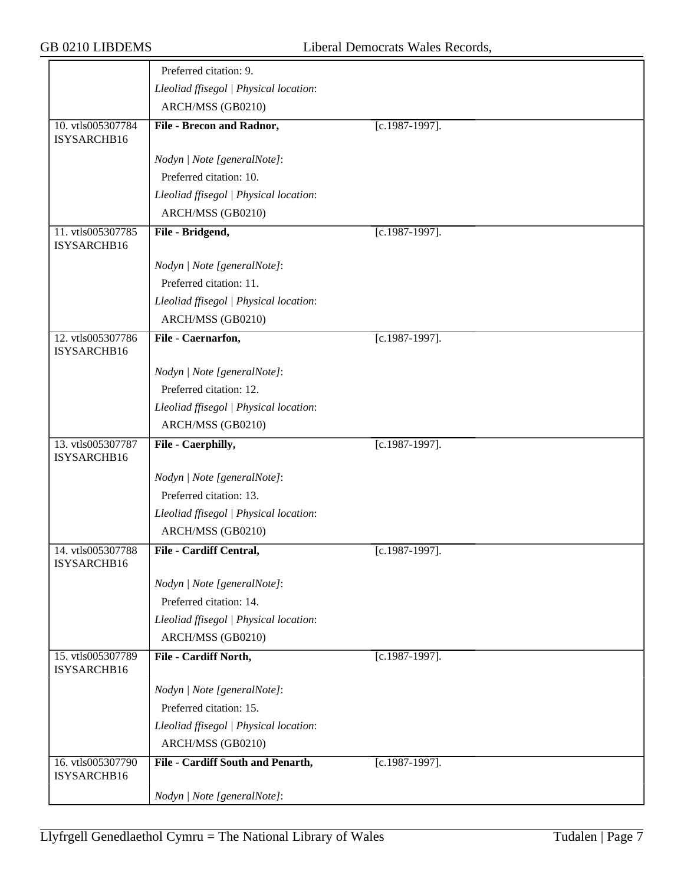| | | | |
|---|---|---|---|
| | Preferred citation: 9. | | |
| | *Lleoliad ffisegol \| Physical location*: | | |
| | ARCH/MSS (GB0210) | | |
| 10. vtls005307784 ISYSARCHB16 | **File - Brecon and Radnor,** | [c.1987-1997]. | |
| | *Nodyn \| Note [generalNote]*: | | |
| | Preferred citation: 10. | | |
| | *Lleoliad ffisegol \| Physical location*: | | |
| | ARCH/MSS (GB0210) | | |
| 11. vtls005307785 ISYSARCHB16 | **File - Bridgend,** | [c.1987-1997]. | |
| | *Nodyn \| Note [generalNote]*: | | |
| | Preferred citation: 11. | | |
| | *Lleoliad ffisegol \| Physical location*: | | |
| | ARCH/MSS (GB0210) | | |
| 12. vtls005307786 ISYSARCHB16 | **File - Caernarfon,** | [c.1987-1997]. | |
| | *Nodyn \| Note [generalNote]*: | | |
| | Preferred citation: 12. | | |
| | *Lleoliad ffisegol \| Physical location*: | | |
| | ARCH/MSS (GB0210) | | |
| 13. vtls005307787 ISYSARCHB16 | **File - Caerphilly,** | [c.1987-1997]. | |
| | *Nodyn \| Note [generalNote]*: | | |
| | Preferred citation: 13. | | |
| | *Lleoliad ffisegol \| Physical location*: | | |
| | ARCH/MSS (GB0210) | | |
| 14. vtls005307788 ISYSARCHB16 | **File - Cardiff Central,** | [c.1987-1997]. | |
| | *Nodyn \| Note [generalNote]*: | | |
| | Preferred citation: 14. | | |
| | *Lleoliad ffisegol \| Physical location*: | | |
| | ARCH/MSS (GB0210) | | |
| 15. vtls005307789 ISYSARCHB16 | **File - Cardiff North,** | [c.1987-1997]. | |
| | *Nodyn \| Note [generalNote]*: | | |
| | Preferred citation: 15. | | |
| | *Lleoliad ffisegol \| Physical location*: | | |
| | ARCH/MSS (GB0210) | | |
| 16. vtls005307790 ISYSARCHB16 | **File - Cardiff South and Penarth,** | [c.1987-1997]. | |
| | *Nodyn \| Note [generalNote]*: | | |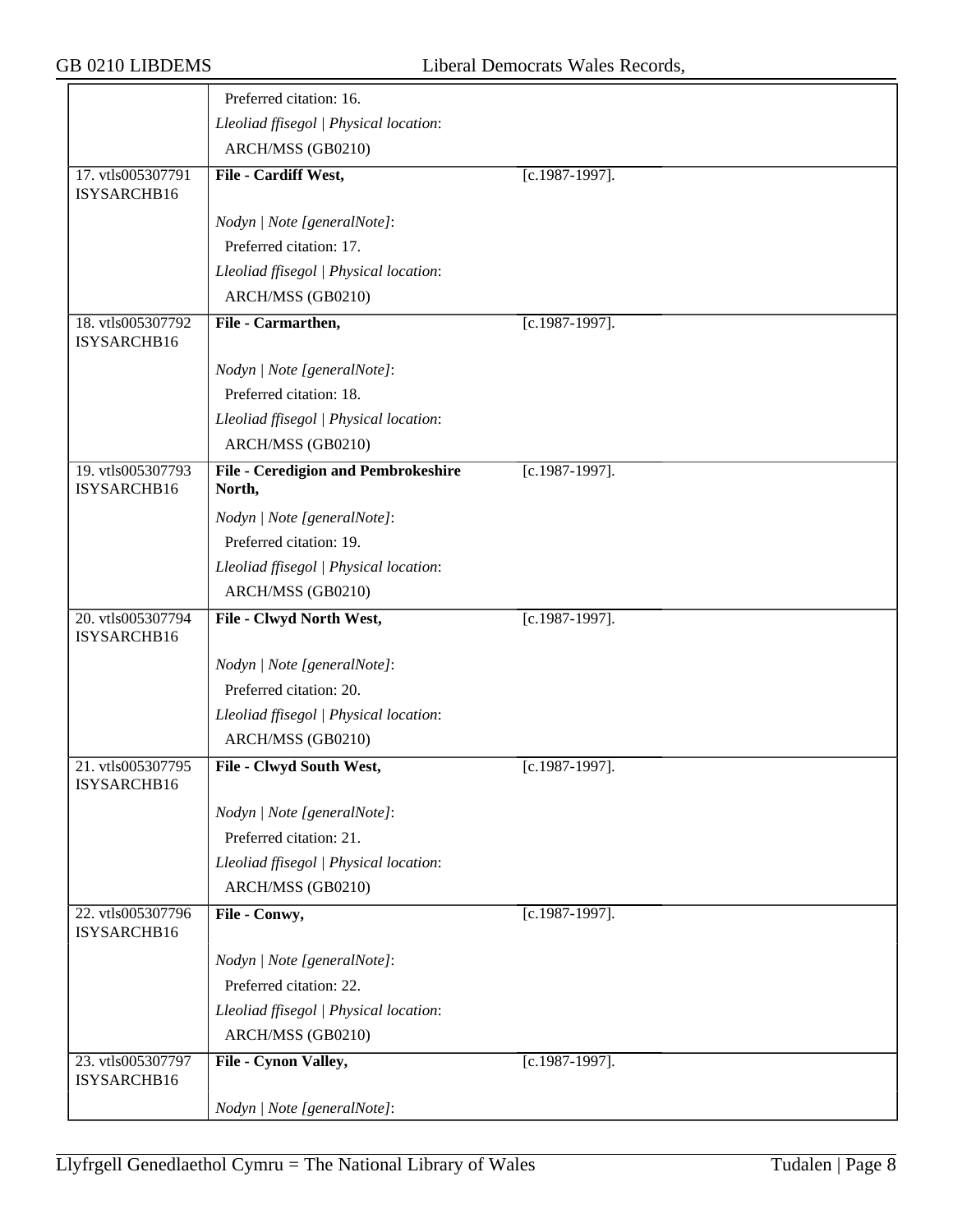| | | | |
|---|---|---|---|
| | Preferred citation: 16. | | |
| | *Lleoliad ffisegol \| Physical location*: | | |
| | ARCH/MSS (GB0210) | | |
| 17. vtls005307791 ISYSARCHB16 | **File - Cardiff West,** | [c.1987-1997]. | |
| | *Nodyn \| Note [generalNote]*: | | |
| | Preferred citation: 17. | | |
| | *Lleoliad ffisegol \| Physical location*: | | |
| | ARCH/MSS (GB0210) | | |
| 18. vtls005307792 ISYSARCHB16 | **File - Carmarthen,** | [c.1987-1997]. | |
| | *Nodyn \| Note [generalNote]*: | | |
| | Preferred citation: 18. | | |
| | *Lleoliad ffisegol \| Physical location*: | | |
| | ARCH/MSS (GB0210) | | |
| 19. vtls005307793 ISYSARCHB16 | **File - Ceredigion and Pembrokeshire North,** | [c.1987-1997]. | |
| | *Nodyn \| Note [generalNote]*: | | |
| | Preferred citation: 19. | | |
| | *Lleoliad ffisegol \| Physical location*: | | |
| | ARCH/MSS (GB0210) | | |
| 20. vtls005307794 ISYSARCHB16 | **File - Clwyd North West,** | [c.1987-1997]. | |
| | *Nodyn \| Note [generalNote]*: | | |
| | Preferred citation: 20. | | |
| | *Lleoliad ffisegol \| Physical location*: | | |
| | ARCH/MSS (GB0210) | | |
| 21. vtls005307795 ISYSARCHB16 | **File - Clwyd South West,** | [c.1987-1997]. | |
| | *Nodyn \| Note [generalNote]*: | | |
| | Preferred citation: 21. | | |
| | *Lleoliad ffisegol \| Physical location*: | | |
| | ARCH/MSS (GB0210) | | |
| 22. vtls005307796 ISYSARCHB16 | **File - Conwy,** | [c.1987-1997]. | |
| | *Nodyn \| Note [generalNote]*: | | |
| | Preferred citation: 22. | | |
| | *Lleoliad ffisegol \| Physical location*: | | |
| | ARCH/MSS (GB0210) | | |
| 23. vtls005307797 ISYSARCHB16 | **File - Cynon Valley,** | [c.1987-1997]. | |
| | *Nodyn \| Note [generalNote]*: | | |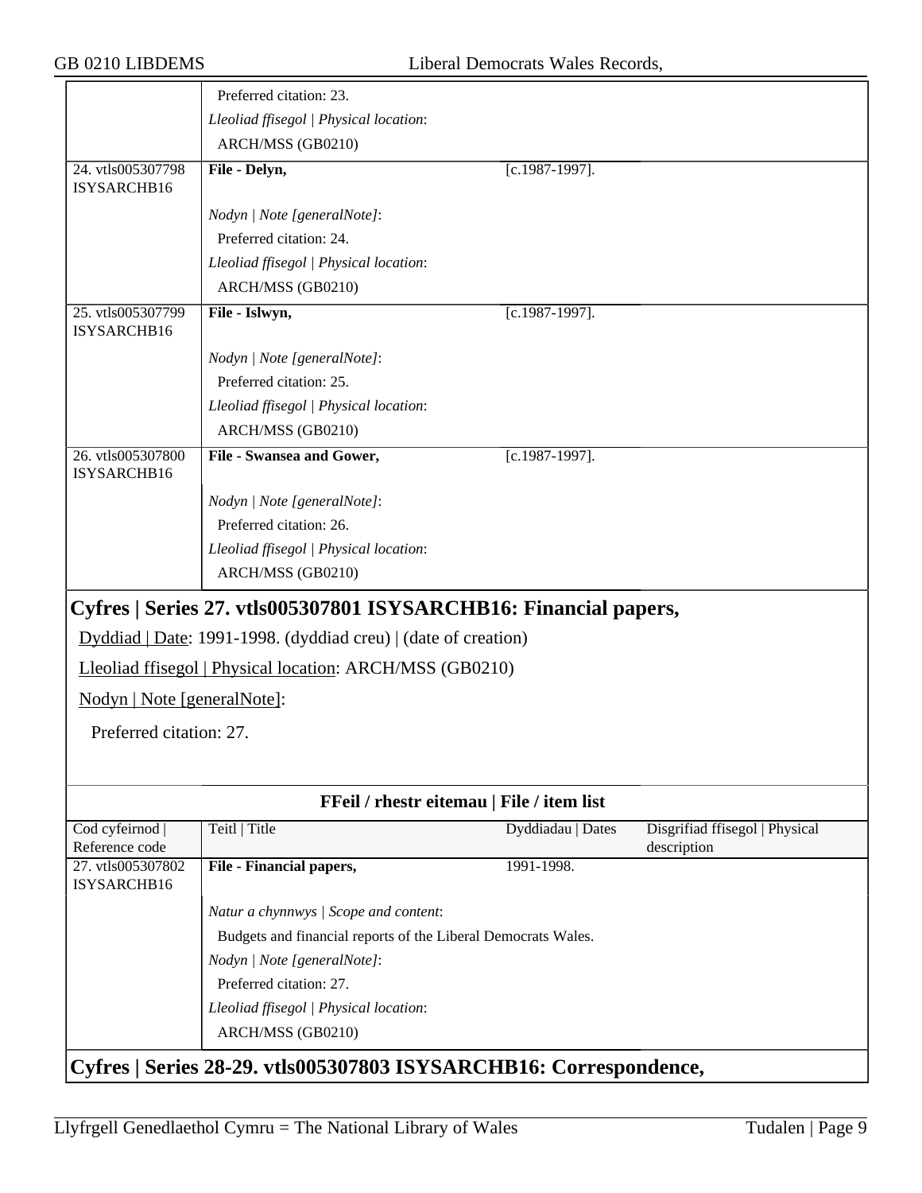| | Preferred citation: 23. | | |
|---|---|---|---|
| | *Lleoliad ffisegol \| Physical location*: | | |
| | ARCH/MSS (GB0210) | | |
| 24. vtls005307798 ISYSARCHB16 | **File - Delyn,** | [c.1987-1997]. | |
| | *Nodyn \| Note [generalNote]*: | | |
| | Preferred citation: 24. | | |
| | *Lleoliad ffisegol \| Physical location*: | | |
| | ARCH/MSS (GB0210) | | |
| 25. vtls005307799 ISYSARCHB16 | **File - Islwyn,** | [c.1987-1997]. | |
| | *Nodyn \| Note [generalNote]*: | | |
| | Preferred citation: 25. | | |
| | *Lleoliad ffisegol \| Physical location*: | | |
| | ARCH/MSS (GB0210) | | |
| 26. vtls005307800 ISYSARCHB16 | **File - Swansea and Gower,** | [c.1987-1997]. | |
| | *Nodyn \| Note [generalNote]*: | | |
| | Preferred citation: 26. | | |
| | *Lleoliad ffisegol \| Physical location*: | | |
| | ARCH/MSS (GB0210) | | |

## Cyfres | Series 27. vtls005307801 ISYSARCHB16: Financial papers,

Dyddiad | Date: 1991-1998. (dyddiad creu) | (date of creation)

Lleoliad ffisegol | Physical location: ARCH/MSS (GB0210)

Nodyn | Note [generalNote]:

Preferred citation: 27.

**FFeil / rhestr eitemau | File / item list**

| Cod cyfeirnod \| Reference code | Teitl \| Title | Dyddiadau \| Dates | Disgrifiad ffisegol \| Physical description |
|---|---|---|---|
| 27. vtls005307802 ISYSARCHB16 | **File - Financial papers,** | 1991-1998. | |
| | *Natur a chynnwys \| Scope and content*: | | |
| | Budgets and financial reports of the Liberal Democrats Wales. | | |
| | *Nodyn \| Note [generalNote]*: | | |
| | Preferred citation: 27. | | |
| | *Lleoliad ffisegol \| Physical location*: | | |
| | ARCH/MSS (GB0210) | | |

## Cyfres | Series 28-29. vtls005307803 ISYSARCHB16: Correspondence,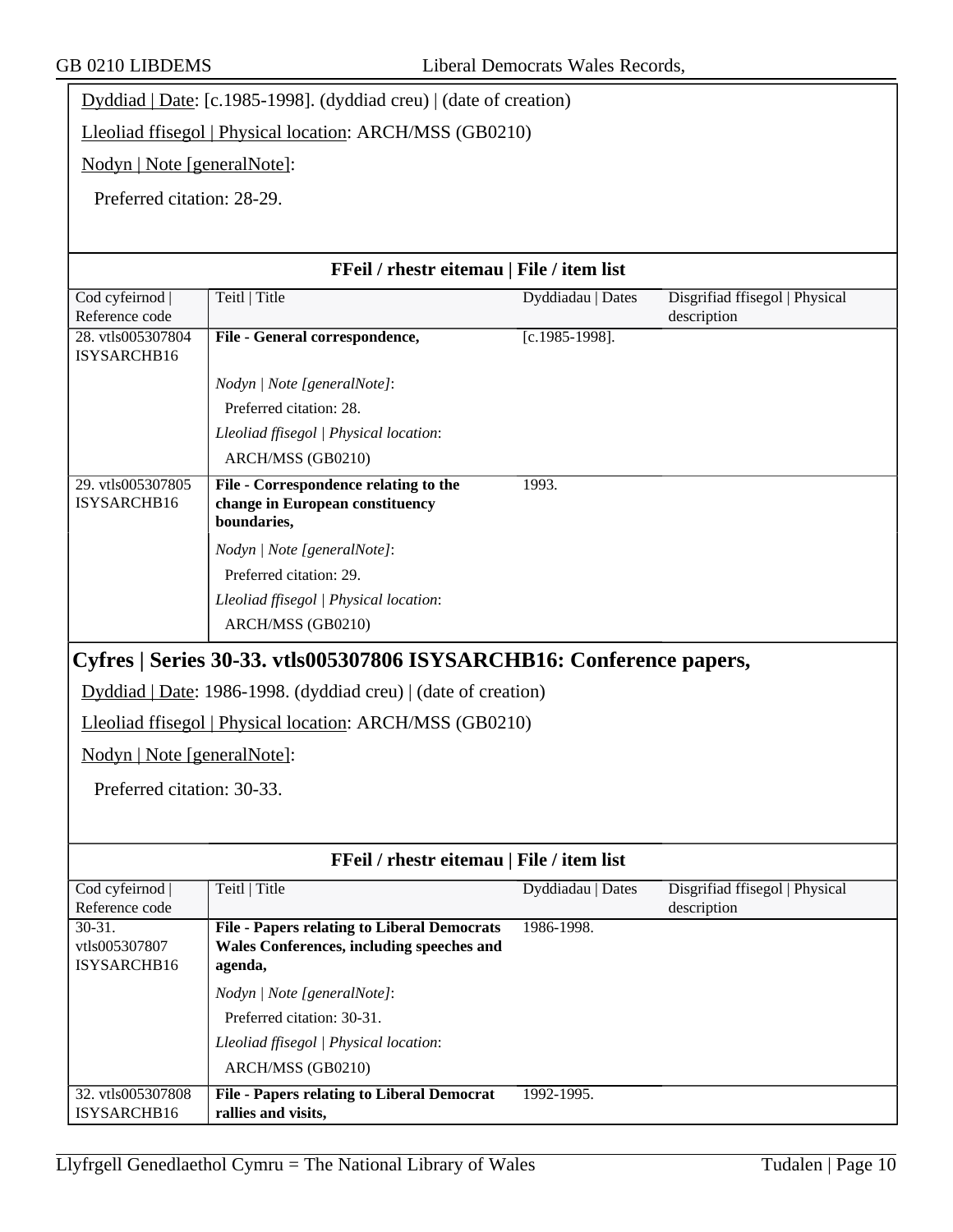Dyddiad | Date: [c.1985-1998]. (dyddiad creu) | (date of creation)

Lleoliad ffisegol | Physical location: ARCH/MSS (GB0210)

Nodyn | Note [generalNote]:

Preferred citation: 28-29.

**FFeil / rhestr eitemau | File / item list**

| Cod cyfeirnod \| Reference code | Teitl \| Title | Dyddiadau \| Dates | Disgrifiad ffisegol \| Physical description |
|---|---|---|---|
| 28. vtls005307804 ISYSARCHB16 | **File - General correspondence,**<br>*Nodyn \| Note [generalNote]*:<br>Preferred citation: 28.<br>*Lleoliad ffisegol \| Physical location*:<br>ARCH/MSS (GB0210) | [c.1985-1998]. | |
| 29. vtls005307805 ISYSARCHB16 | **File - Correspondence relating to the change in European constituency boundaries,**<br>*Nodyn \| Note [generalNote]*:<br>Preferred citation: 29.<br>*Lleoliad ffisegol \| Physical location*:<br>ARCH/MSS (GB0210) | 1993. | |

## Cyfres | Series 30-33. vtls005307806 ISYSARCHB16: Conference papers,

Dyddiad | Date: 1986-1998. (dyddiad creu) | (date of creation)

Lleoliad ffisegol | Physical location: ARCH/MSS (GB0210)

Nodyn | Note [generalNote]:

Preferred citation: 30-33.

**FFeil / rhestr eitemau | File / item list**

| Cod cyfeirnod \| Reference code | Teitl \| Title | Dyddiadau \| Dates | Disgrifiad ffisegol \| Physical description |
|---|---|---|---|
| 30-31. vtls005307807 ISYSARCHB16 | **File - Papers relating to Liberal Democrats Wales Conferences, including speeches and agenda,**<br>*Nodyn \| Note [generalNote]*:<br>Preferred citation: 30-31.<br>*Lleoliad ffisegol \| Physical location*:<br>ARCH/MSS (GB0210) | 1986-1998. | |
| 32. vtls005307808 ISYSARCHB16 | **File - Papers relating to Liberal Democrat rallies and visits,** | 1992-1995. | |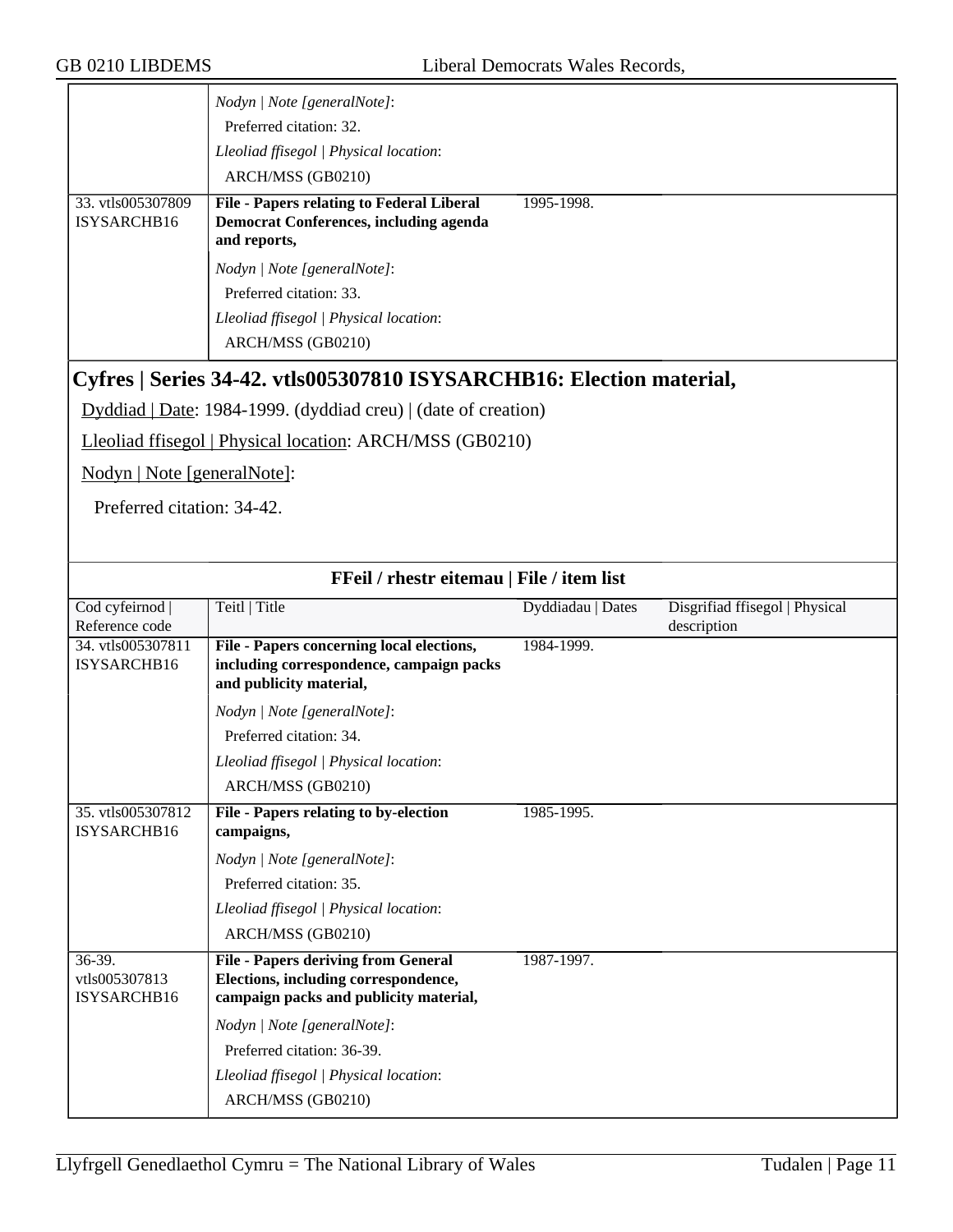| | | | |
|---|---|---|---|
| | *Nodyn \| Note [generalNote]*: Preferred citation: 32. *Lleoliad ffisegol \| Physical location*: ARCH/MSS (GB0210) | | |
| 33. vtls005307809 ISYSARCHB16 | **File - Papers relating to Federal Liberal Democrat Conferences, including agenda and reports,** *Nodyn \| Note [generalNote]*: Preferred citation: 33. *Lleoliad ffisegol \| Physical location*: ARCH/MSS (GB0210) | 1995-1998. | |

## Cyfres | Series 34-42. vtls005307810 ISYSARCHB16: Election material,

Dyddiad | Date: 1984-1999. (dyddiad creu) | (date of creation)

Lleoliad ffisegol | Physical location: ARCH/MSS (GB0210)

Nodyn | Note [generalNote]:

Preferred citation: 34-42.

**FFeil / rhestr eitemau | File / item list**

| Cod cyfeirnod \| Reference code | Teitl \| Title | Dyddiadau \| Dates | Disgrifiad ffisegol \| Physical description |
|---|---|---|---|
| 34. vtls005307811 ISYSARCHB16 | **File - Papers concerning local elections, including correspondence, campaign packs and publicity material,** *Nodyn \| Note [generalNote]*: Preferred citation: 34. *Lleoliad ffisegol \| Physical location*: ARCH/MSS (GB0210) | 1984-1999. | |
| 35. vtls005307812 ISYSARCHB16 | **File - Papers relating to by-election campaigns,** *Nodyn \| Note [generalNote]*: Preferred citation: 35. *Lleoliad ffisegol \| Physical location*: ARCH/MSS (GB0210) | 1985-1995. | |
| 36-39. vtls005307813 ISYSARCHB16 | **File - Papers deriving from General Elections, including correspondence, campaign packs and publicity material,** *Nodyn \| Note [generalNote]*: Preferred citation: 36-39. *Lleoliad ffisegol \| Physical location*: ARCH/MSS (GB0210) | 1987-1997. | |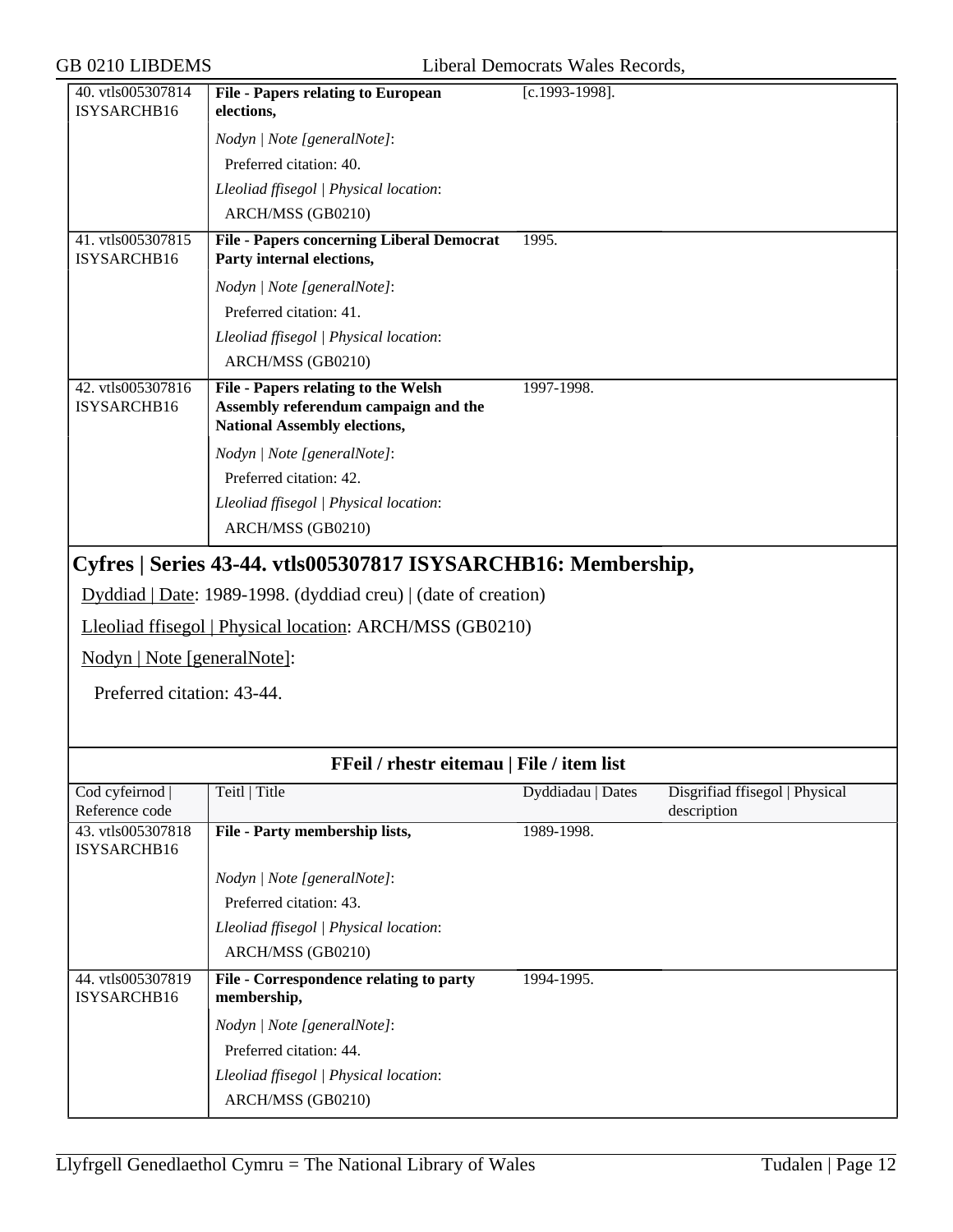| | | | |
|---|---|---|---|
| 40. vtls005307814 ISYSARCHB16 | **File - Papers relating to European elections,** | [c.1993-1998]. | |
| | *Nodyn \| Note [generalNote]*: | | |
| | Preferred citation: 40. | | |
| | *Lleoliad ffisegol \| Physical location*: | | |
| | ARCH/MSS (GB0210) | | |
| 41. vtls005307815 ISYSARCHB16 | **File - Papers concerning Liberal Democrat Party internal elections,** | 1995. | |
| | *Nodyn \| Note [generalNote]*: | | |
| | Preferred citation: 41. | | |
| | *Lleoliad ffisegol \| Physical location*: | | |
| | ARCH/MSS (GB0210) | | |
| 42. vtls005307816 ISYSARCHB16 | **File - Papers relating to the Welsh Assembly referendum campaign and the National Assembly elections,** | 1997-1998. | |
| | *Nodyn \| Note [generalNote]*: | | |
| | Preferred citation: 42. | | |
| | *Lleoliad ffisegol \| Physical location*: | | |
| | ARCH/MSS (GB0210) | | |

## Cyfres | Series 43-44. vtls005307817 ISYSARCHB16: Membership,

Dyddiad | Date: 1989-1998. (dyddiad creu) | (date of creation)

Lleoliad ffisegol | Physical location: ARCH/MSS (GB0210)

Nodyn | Note [generalNote]:

Preferred citation: 43-44.

**FFeil / rhestr eitemau | File / item list**

| Cod cyfeirnod \| Reference code | Teitl \| Title | Dyddiadau \| Dates | Disgrifiad ffisegol \| Physical description |
|---|---|---|---|
| 43. vtls005307818 ISYSARCHB16 | **File - Party membership lists,** | 1989-1998. | |
| | *Nodyn \| Note [generalNote]*: | | |
| | Preferred citation: 43. | | |
| | *Lleoliad ffisegol \| Physical location*: | | |
| | ARCH/MSS (GB0210) | | |
| 44. vtls005307819 ISYSARCHB16 | **File - Correspondence relating to party membership,** | 1994-1995. | |
| | *Nodyn \| Note [generalNote]*: | | |
| | Preferred citation: 44. | | |
| | *Lleoliad ffisegol \| Physical location*: | | |
| | ARCH/MSS (GB0210) | | |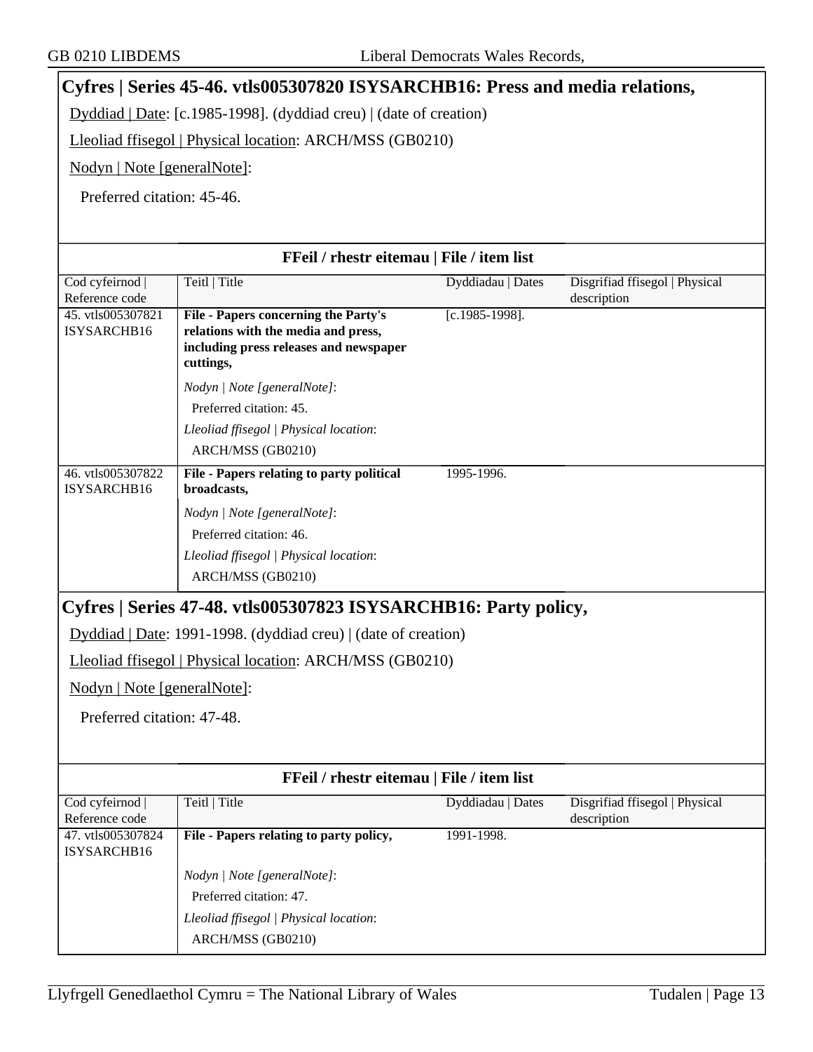## Cyfres | Series 45-46. vtls005307820 ISYSARCHB16: Press and media relations,

Dyddiad | Date: [c.1985-1998]. (dyddiad creu) | (date of creation)

Lleoliad ffisegol | Physical location: ARCH/MSS (GB0210)

Nodyn | Note [generalNote]:

Preferred citation: 45-46.

**FFeil / rhestr eitemau | File / item list**

| Cod cyfeirnod \| Reference code | Teitl \| Title | Dyddiadau \| Dates | Disgrifiad ffisegol \| Physical description |
|---|---|---|---|
| 45. vtls005307821 ISYSARCHB16 | **File - Papers concerning the Party's relations with the media and press, including press releases and newspaper cuttings,**<br>*Nodyn \| Note [generalNote]*:<br>Preferred citation: 45.<br>*Lleoliad ffisegol \| Physical location*:<br>ARCH/MSS (GB0210) | [c.1985-1998]. | |
| 46. vtls005307822 ISYSARCHB16 | **File - Papers relating to party political broadcasts,**<br>*Nodyn \| Note [generalNote]*:<br>Preferred citation: 46.<br>*Lleoliad ffisegol \| Physical location*:<br>ARCH/MSS (GB0210) | 1995-1996. | |

## Cyfres | Series 47-48. vtls005307823 ISYSARCHB16: Party policy,

Dyddiad | Date: 1991-1998. (dyddiad creu) | (date of creation)

Lleoliad ffisegol | Physical location: ARCH/MSS (GB0210)

Nodyn | Note [generalNote]:

Preferred citation: 47-48.

**FFeil / rhestr eitemau | File / item list**

| Cod cyfeirnod \| Reference code | Teitl \| Title | Dyddiadau \| Dates | Disgrifiad ffisegol \| Physical description |
|---|---|---|---|
| 47. vtls005307824 ISYSARCHB16 | **File - Papers relating to party policy,**<br>*Nodyn \| Note [generalNote]*:<br>Preferred citation: 47.<br>*Lleoliad ffisegol \| Physical location*:<br>ARCH/MSS (GB0210) | 1991-1998. | |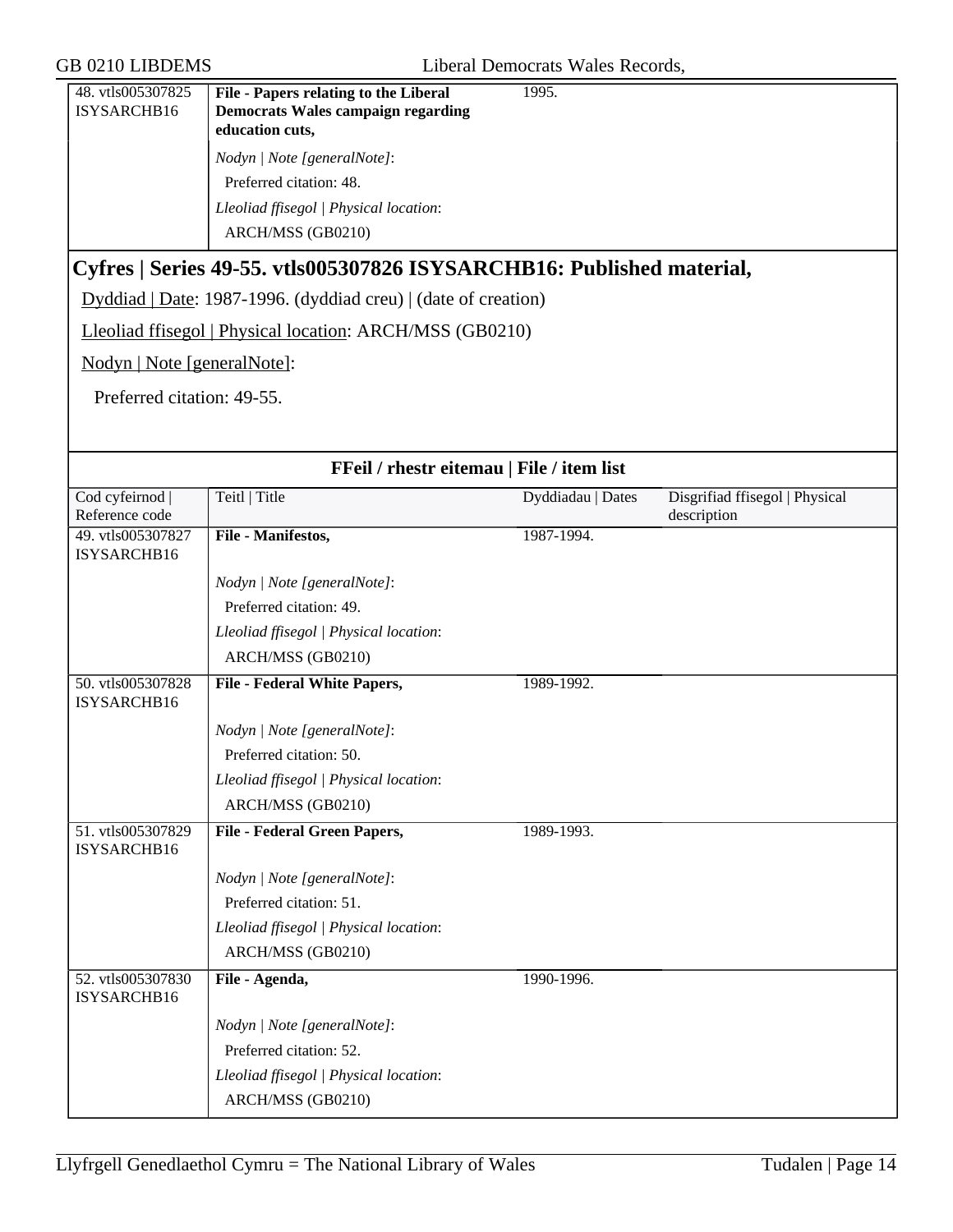| | | | |
|---|---|---|---|
| 48. vtls005307825 ISYSARCHB16 | **File - Papers relating to the Liberal Democrats Wales campaign regarding education cuts,**<br><br>*Nodyn \| Note [generalNote]*:<br>Preferred citation: 48.<br>*Lleoliad ffisegol \| Physical location*:<br>ARCH/MSS (GB0210) | 1995. | |

## Cyfres | Series 49-55. vtls005307826 ISYSARCHB16: Published material,

Dyddiad | Date: 1987-1996. (dyddiad creu) | (date of creation)

Lleoliad ffisegol | Physical location: ARCH/MSS (GB0210)

Nodyn | Note [generalNote]:

Preferred citation: 49-55.

**FFeil / rhestr eitemau | File / item list**

| Cod cyfeirnod \| Reference code | Teitl \| Title | Dyddiadau \| Dates | Disgrifiad ffisegol \| Physical description |
|---|---|---|---|
| 49. vtls005307827 ISYSARCHB16 | **File - Manifestos,**<br><br>*Nodyn \| Note [generalNote]*:<br>Preferred citation: 49.<br>*Lleoliad ffisegol \| Physical location*:<br>ARCH/MSS (GB0210) | 1987-1994. | |
| 50. vtls005307828 ISYSARCHB16 | **File - Federal White Papers,**<br><br>*Nodyn \| Note [generalNote]*:<br>Preferred citation: 50.<br>*Lleoliad ffisegol \| Physical location*:<br>ARCH/MSS (GB0210) | 1989-1992. | |
| 51. vtls005307829 ISYSARCHB16 | **File - Federal Green Papers,**<br><br>*Nodyn \| Note [generalNote]*:<br>Preferred citation: 51.<br>*Lleoliad ffisegol \| Physical location*:<br>ARCH/MSS (GB0210) | 1989-1993. | |
| 52. vtls005307830 ISYSARCHB16 | **File - Agenda,**<br><br>*Nodyn \| Note [generalNote]*:<br>Preferred citation: 52.<br>*Lleoliad ffisegol \| Physical location*:<br>ARCH/MSS (GB0210) | 1990-1996. | |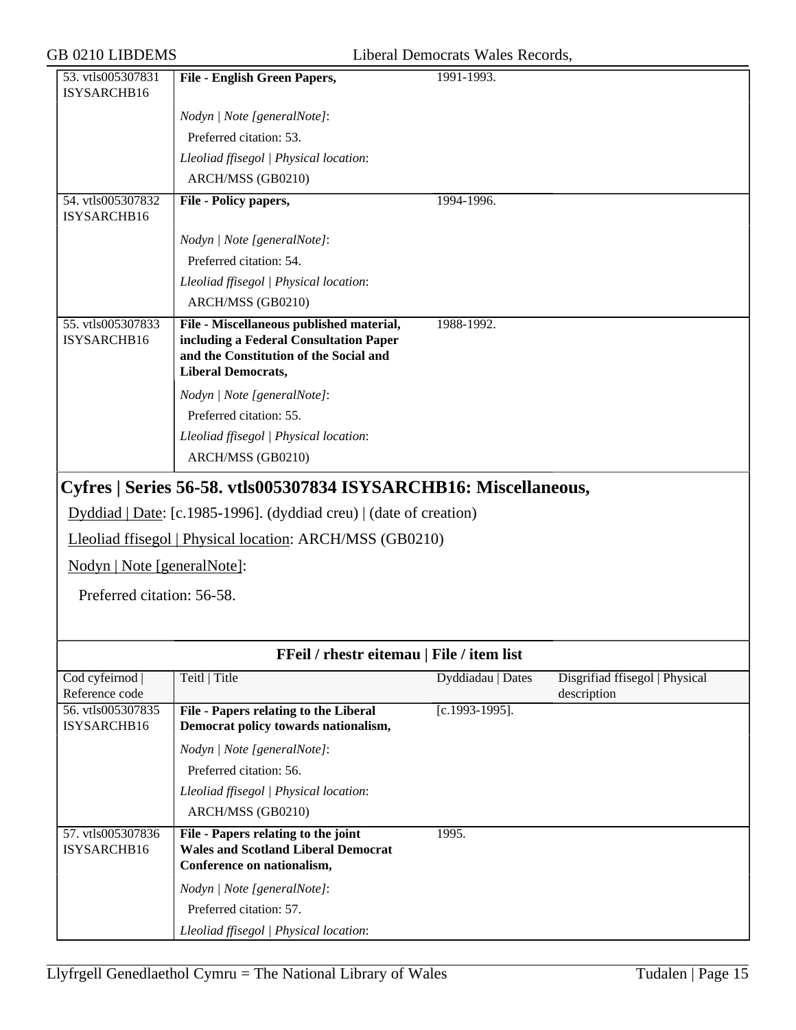| | | | |
|---|---|---|---|
| 53. vtls005307831 ISYSARCHB16 | **File - English Green Papers,** | 1991-1993. | |
| | *Nodyn \| Note [generalNote]*: | | |
| | Preferred citation: 53. | | |
| | *Lleoliad ffisegol \| Physical location*: | | |
| | ARCH/MSS (GB0210) | | |
| 54. vtls005307832 ISYSARCHB16 | **File - Policy papers,** | 1994-1996. | |
| | *Nodyn \| Note [generalNote]*: | | |
| | Preferred citation: 54. | | |
| | *Lleoliad ffisegol \| Physical location*: | | |
| | ARCH/MSS (GB0210) | | |
| 55. vtls005307833 ISYSARCHB16 | **File - Miscellaneous published material, including a Federal Consultation Paper and the Constitution of the Social and Liberal Democrats,** | 1988-1992. | |
| | *Nodyn \| Note [generalNote]*: | | |
| | Preferred citation: 55. | | |
| | *Lleoliad ffisegol \| Physical location*: | | |
| | ARCH/MSS (GB0210) | | |

## Cyfres | Series 56-58. vtls005307834 ISYSARCHB16: Miscellaneous,

Dyddiad | Date: [c.1985-1996]. (dyddiad creu) | (date of creation)

Lleoliad ffisegol | Physical location: ARCH/MSS (GB0210)

Nodyn | Note [generalNote]:

Preferred citation: 56-58.

### FFeil / rhestr eitemau | File / item list

| Cod cyfeirnod \| Reference code | Teitl \| Title | Dyddiadau \| Dates | Disgrifiad ffisegol \| Physical description |
|---|---|---|---|
| 56. vtls005307835 ISYSARCHB16 | **File - Papers relating to the Liberal Democrat policy towards nationalism,** | [c.1993-1995]. | |
| | *Nodyn \| Note [generalNote]*: | | |
| | Preferred citation: 56. | | |
| | *Lleoliad ffisegol \| Physical location*: | | |
| | ARCH/MSS (GB0210) | | |
| 57. vtls005307836 ISYSARCHB16 | **File - Papers relating to the joint Wales and Scotland Liberal Democrat Conference on nationalism,** | 1995. | |
| | *Nodyn \| Note [generalNote]*: | | |
| | Preferred citation: 57. | | |
| | *Lleoliad ffisegol \| Physical location*: | | |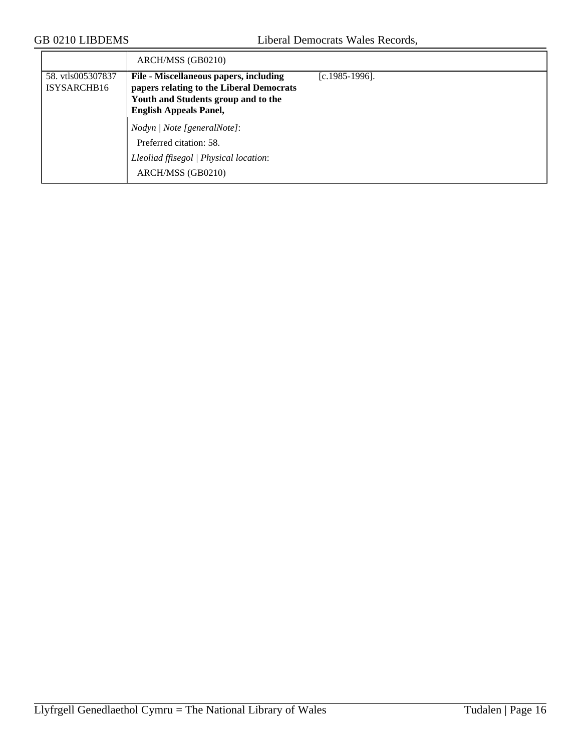| | | |
|---|---|---|
| | ARCH/MSS (GB0210) | |
| 58. vtls005307837 ISYSARCHB16 | **File - Miscellaneous papers, including papers relating to the Liberal Democrats Youth and Students group and to the English Appeals Panel,**<br><br>*Nodyn \| Note [generalNote]*:<br>Preferred citation: 58.<br>*Lleoliad ffisegol \| Physical location*:<br>ARCH/MSS (GB0210) | [c.1985-1996]. |